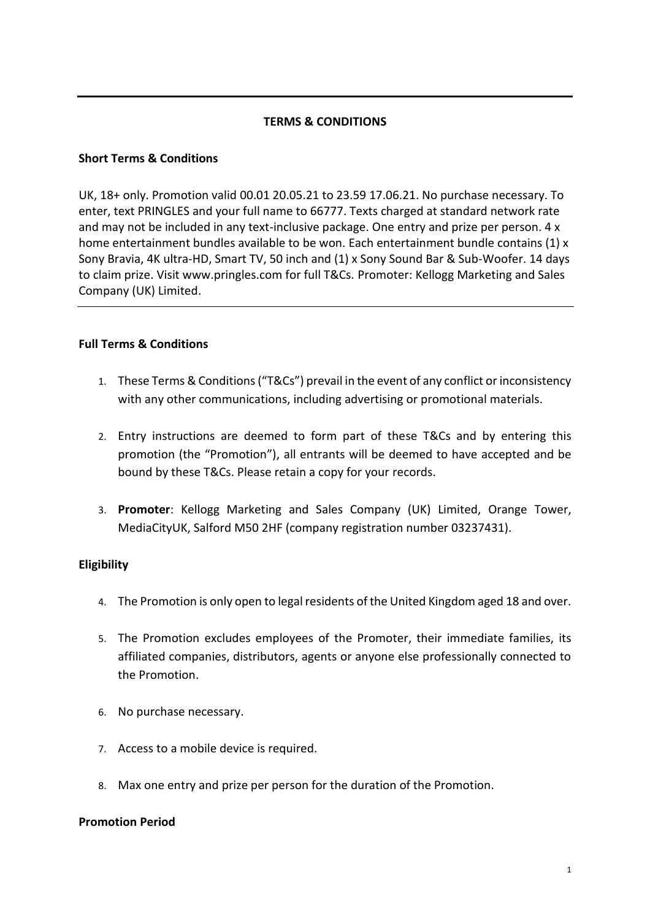# TERMS & CONDITIONS

## Short Terms & Conditions

UK, 18+ only. Promotion valid 00.01 20.05.21 to 23.59 17.06.21. No purchase necessary. To enter, text PRINGLES and your full name to 66777. Texts charged at standard network rate and may not be included in any text-inclusive package. One entry and prize per person. 4 x home entertainment bundles available to be won. Each entertainment bundle contains (1) x Sony Bravia, 4K ultra-HD, Smart TV, 50 inch and (1) x Sony Sound Bar & Sub-Woofer. 14 days to claim prize. Visit www.pringles.com for full T&Cs. Promoter: Kellogg Marketing and Sales Company (UK) Limited.

---

## Full Terms & Conditions

1. These Terms & Conditions ("T&Cs") prevail in the event of any conflict or inconsistency with any other communications, including advertising or promotional materials.

2. Entry instructions are deemed to form part of these T&Cs and by entering this promotion (the "Promotion"), all entrants will be deemed to have accepted and be bound by these T&Cs. Please retain a copy for your records.

3. **Promoter**: Kellogg Marketing and Sales Company (UK) Limited, Orange Tower, MediaCityUK, Salford M50 2HF (company registration number 03237431).

## Eligibility

4. The Promotion is only open to legal residents of the United Kingdom aged 18 and over.

5. The Promotion excludes employees of the Promoter, their immediate families, its affiliated companies, distributors, agents or anyone else professionally connected to the Promotion.

6. No purchase necessary.

7. Access to a mobile device is required.

8. Max one entry and prize per person for the duration of the Promotion.

## Promotion Period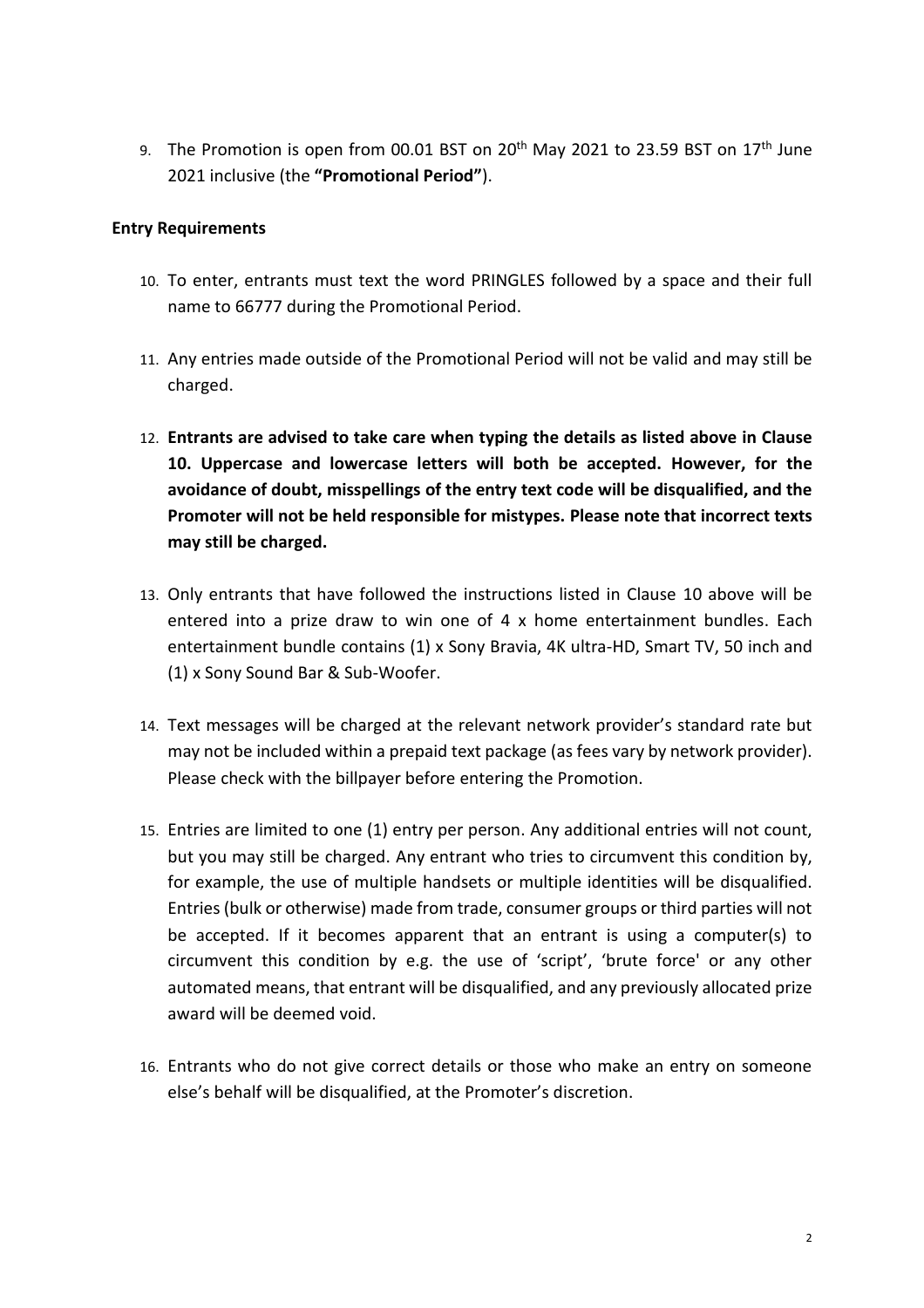9. The Promotion is open from 00.01 BST on 20th May 2021 to 23.59 BST on 17th June 2021 inclusive (the **"Promotional Period"**).

**Entry Requirements**

10. To enter, entrants must text the word PRINGLES followed by a space and their full name to 66777 during the Promotional Period.

11. Any entries made outside of the Promotional Period will not be valid and may still be charged.

12. **Entrants are advised to take care when typing the details as listed above in Clause 10. Uppercase and lowercase letters will both be accepted. However, for the avoidance of doubt, misspellings of the entry text code will be disqualified, and the Promoter will not be held responsible for mistypes. Please note that incorrect texts may still be charged.**

13. Only entrants that have followed the instructions listed in Clause 10 above will be entered into a prize draw to win one of 4 x home entertainment bundles. Each entertainment bundle contains (1) x Sony Bravia, 4K ultra-HD, Smart TV, 50 inch and (1) x Sony Sound Bar & Sub-Woofer.

14. Text messages will be charged at the relevant network provider's standard rate but may not be included within a prepaid text package (as fees vary by network provider). Please check with the billpayer before entering the Promotion.

15. Entries are limited to one (1) entry per person. Any additional entries will not count, but you may still be charged. Any entrant who tries to circumvent this condition by, for example, the use of multiple handsets or multiple identities will be disqualified. Entries (bulk or otherwise) made from trade, consumer groups or third parties will not be accepted. If it becomes apparent that an entrant is using a computer(s) to circumvent this condition by e.g. the use of 'script', 'brute force' or any other automated means, that entrant will be disqualified, and any previously allocated prize award will be deemed void.

16. Entrants who do not give correct details or those who make an entry on someone else's behalf will be disqualified, at the Promoter's discretion.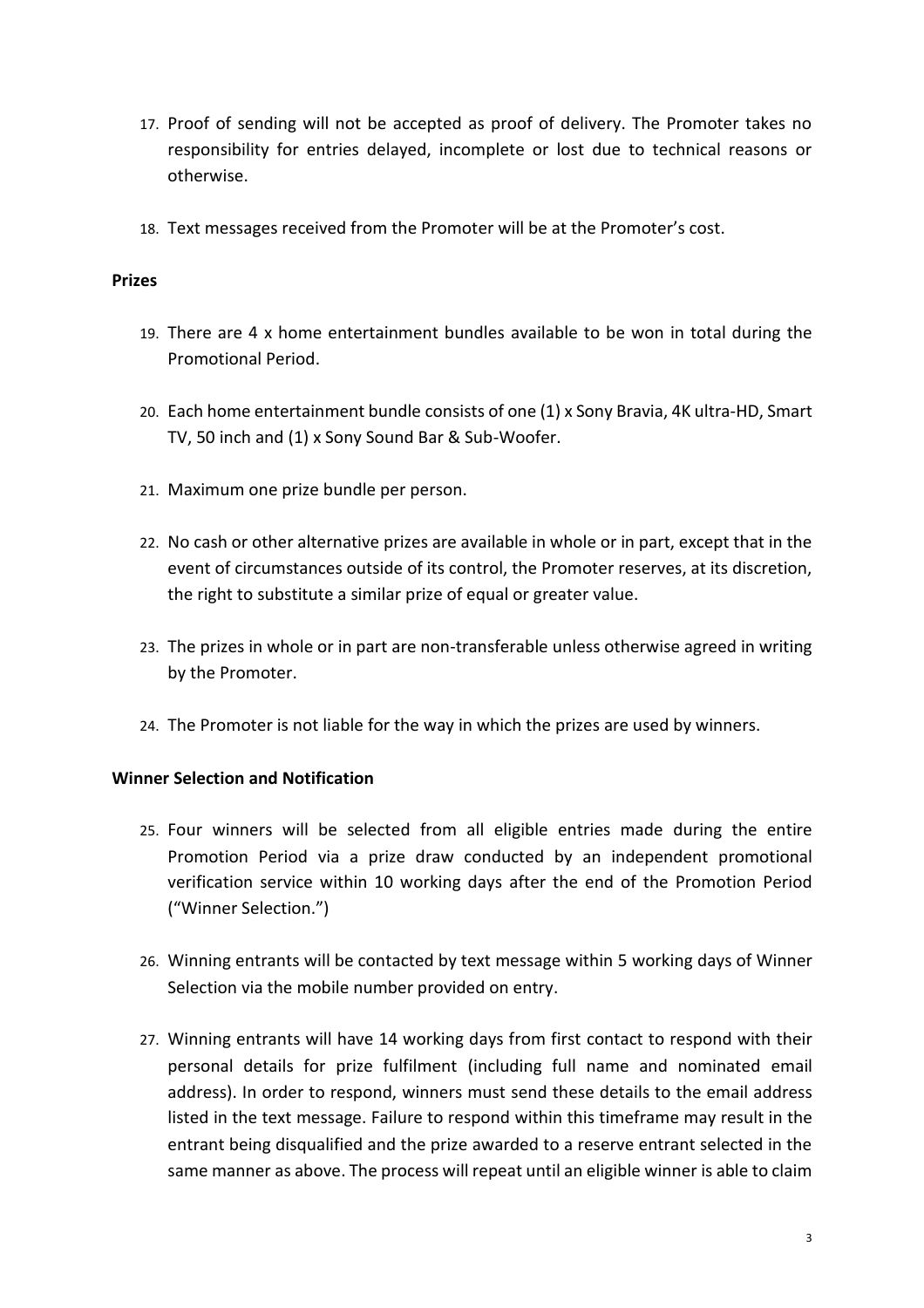17. Proof of sending will not be accepted as proof of delivery. The Promoter takes no responsibility for entries delayed, incomplete or lost due to technical reasons or otherwise.

18. Text messages received from the Promoter will be at the Promoter's cost.

**Prizes**

19. There are 4 x home entertainment bundles available to be won in total during the Promotional Period.

20. Each home entertainment bundle consists of one (1) x Sony Bravia, 4K ultra-HD, Smart TV, 50 inch and (1) x Sony Sound Bar & Sub-Woofer.

21. Maximum one prize bundle per person.

22. No cash or other alternative prizes are available in whole or in part, except that in the event of circumstances outside of its control, the Promoter reserves, at its discretion, the right to substitute a similar prize of equal or greater value.

23. The prizes in whole or in part are non-transferable unless otherwise agreed in writing by the Promoter.

24. The Promoter is not liable for the way in which the prizes are used by winners.

**Winner Selection and Notification**

25. Four winners will be selected from all eligible entries made during the entire Promotion Period via a prize draw conducted by an independent promotional verification service within 10 working days after the end of the Promotion Period ("Winner Selection.")

26. Winning entrants will be contacted by text message within 5 working days of Winner Selection via the mobile number provided on entry.

27. Winning entrants will have 14 working days from first contact to respond with their personal details for prize fulfilment (including full name and nominated email address). In order to respond, winners must send these details to the email address listed in the text message. Failure to respond within this timeframe may result in the entrant being disqualified and the prize awarded to a reserve entrant selected in the same manner as above. The process will repeat until an eligible winner is able to claim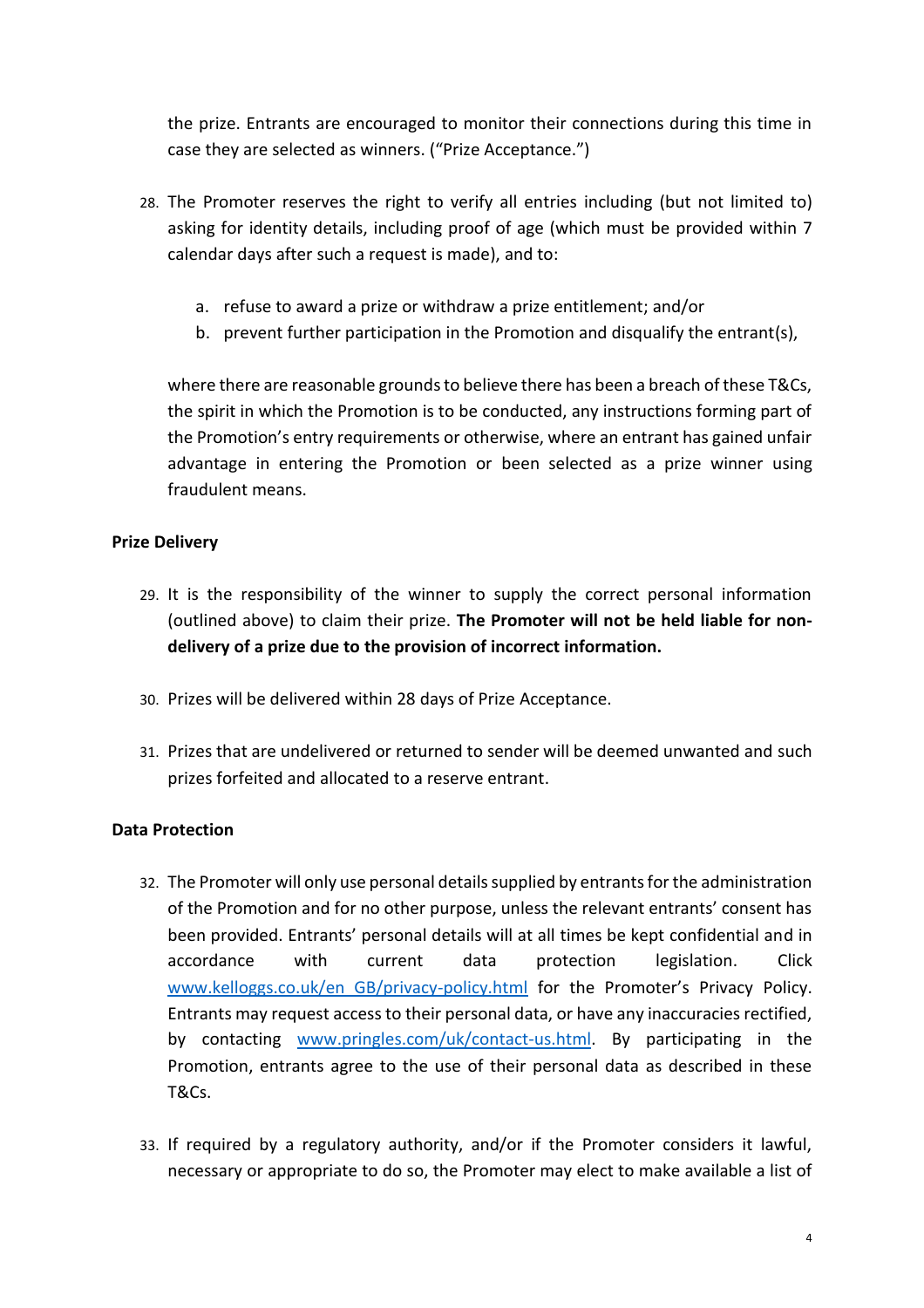the prize. Entrants are encouraged to monitor their connections during this time in case they are selected as winners. ("Prize Acceptance.")

28. The Promoter reserves the right to verify all entries including (but not limited to) asking for identity details, including proof of age (which must be provided within 7 calendar days after such a request is made), and to:

    a. refuse to award a prize or withdraw a prize entitlement; and/or
    b. prevent further participation in the Promotion and disqualify the entrant(s),

    where there are reasonable grounds to believe there has been a breach of these T&Cs, the spirit in which the Promotion is to be conducted, any instructions forming part of the Promotion's entry requirements or otherwise, where an entrant has gained unfair advantage in entering the Promotion or been selected as a prize winner using fraudulent means.

**Prize Delivery**

29. It is the responsibility of the winner to supply the correct personal information (outlined above) to claim their prize. **The Promoter will not be held liable for non-delivery of a prize due to the provision of incorrect information.**

30. Prizes will be delivered within 28 days of Prize Acceptance.

31. Prizes that are undelivered or returned to sender will be deemed unwanted and such prizes forfeited and allocated to a reserve entrant.

**Data Protection**

32. The Promoter will only use personal details supplied by entrants for the administration of the Promotion and for no other purpose, unless the relevant entrants' consent has been provided. Entrants' personal details will at all times be kept confidential and in accordance with current data protection legislation. Click [www.kelloggs.co.uk/en_GB/privacy-policy.html](www.kelloggs.co.uk/en_GB/privacy-policy.html) for the Promoter's Privacy Policy. Entrants may request access to their personal data, or have any inaccuracies rectified, by contacting [www.pringles.com/uk/contact-us.html](www.pringles.com/uk/contact-us.html). By participating in the Promotion, entrants agree to the use of their personal data as described in these T&Cs.

33. If required by a regulatory authority, and/or if the Promoter considers it lawful, necessary or appropriate to do so, the Promoter may elect to make available a list of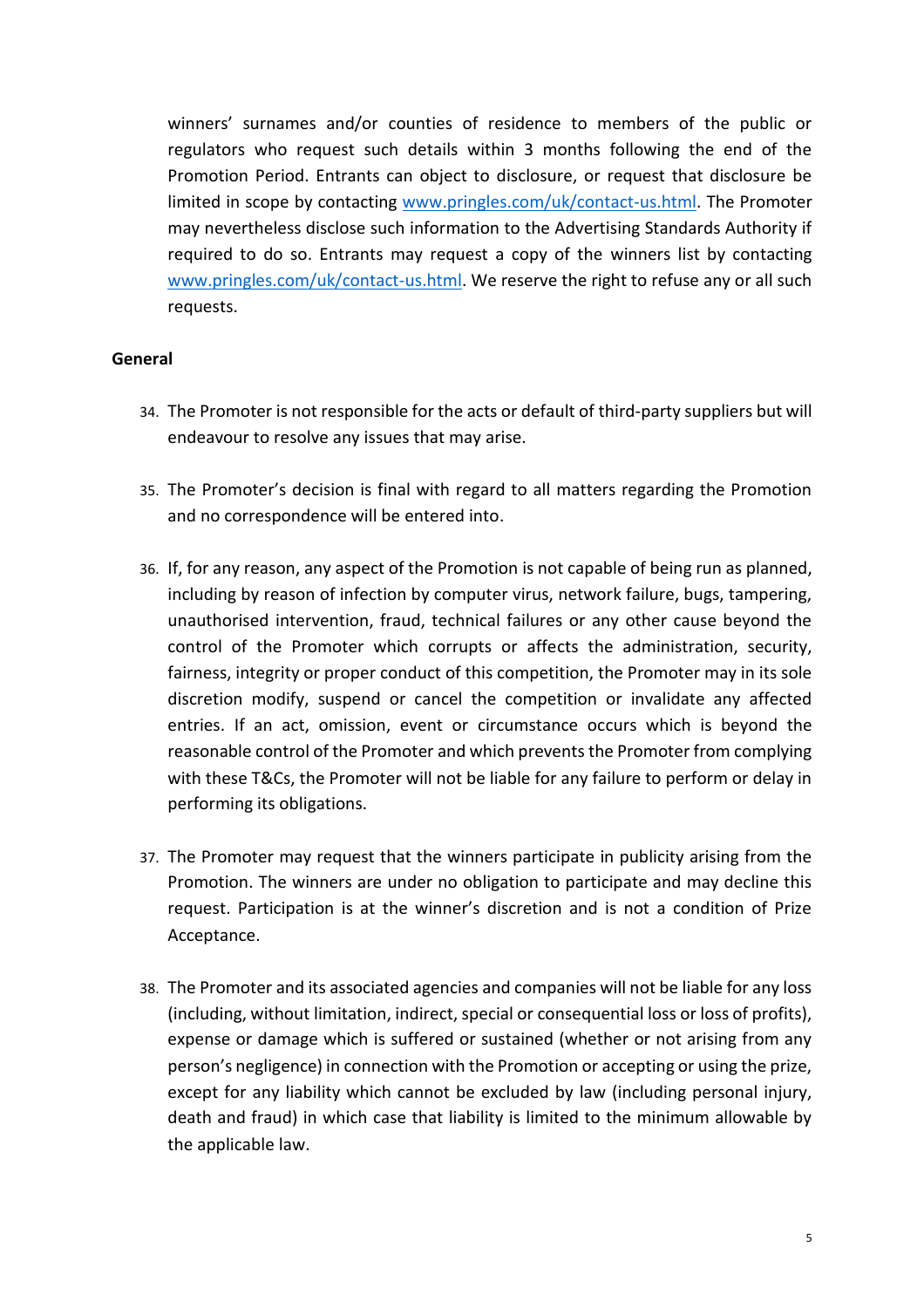winners' surnames and/or counties of residence to members of the public or regulators who request such details within 3 months following the end of the Promotion Period. Entrants can object to disclosure, or request that disclosure be limited in scope by contacting [www.pringles.com/uk/contact-us.html](www.pringles.com/uk/contact-us.html). The Promoter may nevertheless disclose such information to the Advertising Standards Authority if required to do so. Entrants may request a copy of the winners list by contacting [www.pringles.com/uk/contact-us.html](www.pringles.com/uk/contact-us.html). We reserve the right to refuse any or all such requests.

**General**

34. The Promoter is not responsible for the acts or default of third-party suppliers but will endeavour to resolve any issues that may arise.

35. The Promoter's decision is final with regard to all matters regarding the Promotion and no correspondence will be entered into.

36. If, for any reason, any aspect of the Promotion is not capable of being run as planned, including by reason of infection by computer virus, network failure, bugs, tampering, unauthorised intervention, fraud, technical failures or any other cause beyond the control of the Promoter which corrupts or affects the administration, security, fairness, integrity or proper conduct of this competition, the Promoter may in its sole discretion modify, suspend or cancel the competition or invalidate any affected entries. If an act, omission, event or circumstance occurs which is beyond the reasonable control of the Promoter and which prevents the Promoter from complying with these T&Cs, the Promoter will not be liable for any failure to perform or delay in performing its obligations.

37. The Promoter may request that the winners participate in publicity arising from the Promotion. The winners are under no obligation to participate and may decline this request. Participation is at the winner's discretion and is not a condition of Prize Acceptance.

38. The Promoter and its associated agencies and companies will not be liable for any loss (including, without limitation, indirect, special or consequential loss or loss of profits), expense or damage which is suffered or sustained (whether or not arising from any person's negligence) in connection with the Promotion or accepting or using the prize, except for any liability which cannot be excluded by law (including personal injury, death and fraud) in which case that liability is limited to the minimum allowable by the applicable law.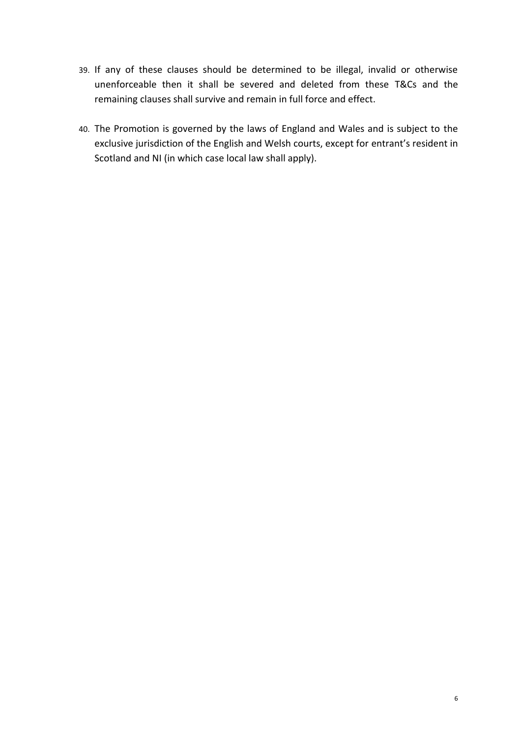39. If any of these clauses should be determined to be illegal, invalid or otherwise unenforceable then it shall be severed and deleted from these T&Cs and the remaining clauses shall survive and remain in full force and effect.

40. The Promotion is governed by the laws of England and Wales and is subject to the exclusive jurisdiction of the English and Welsh courts, except for entrant's resident in Scotland and NI (in which case local law shall apply).